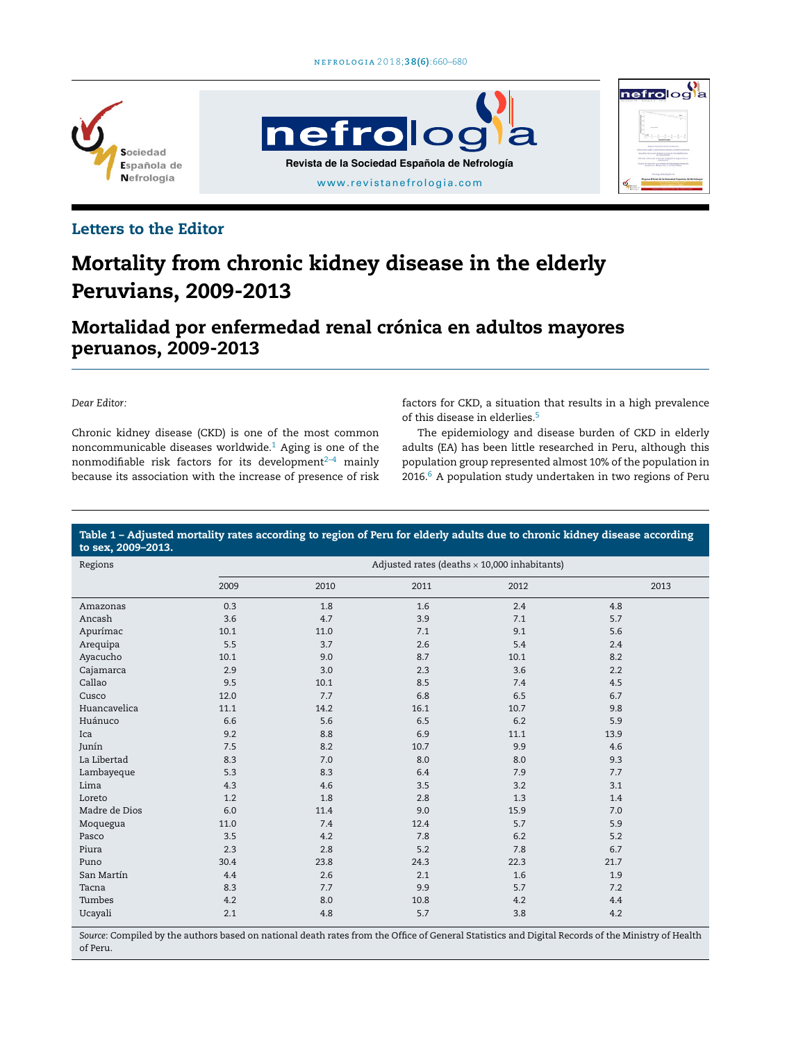## Letters to the Editor

# Mortality from chronic kidney disease in the elderly Peruvians, 2009-2013

# Mortalidad por enfermedad renal crónica en adultos mayores peruanos, 2009-2013

*Dear Editor:*

Chronic kidney disease (CKD) is one of the most common noncommunicable diseases worldwide.[1] Aging is one of the nonmodifiable risk factors for its development[2–4] mainly because its association with the increase of presence of risk factors for CKD, a situation that results in a high prevalence of this disease in elderlies.[5]

The epidemiology and disease burden of CKD in elderly adults (EA) has been little researched in Peru, although this population group represented almost 10% of the population in 2016.[6] A population study undertaken in two regions of Peru

**Table 1 – Adjusted mortality rates according to region of Peru for elderly adults due to chronic kidney disease according to sex, 2009–2013.**

| Regions | Adjusted rates (deaths × 10,000 inhabitants) | | | | |
|---|---|---|---|---|---|
| | 2009 | 2010 | 2011 | 2012 | 2013 |
| Amazonas | 0.3 | 1.8 | 1.6 | 2.4 | 4.8 |
| Ancash | 3.6 | 4.7 | 3.9 | 7.1 | 5.7 |
| Apurímac | 10.1 | 11.0 | 7.1 | 9.1 | 5.6 |
| Arequipa | 5.5 | 3.7 | 2.6 | 5.4 | 2.4 |
| Ayacucho | 10.1 | 9.0 | 8.7 | 10.1 | 8.2 |
| Cajamarca | 2.9 | 3.0 | 2.3 | 3.6 | 2.2 |
| Callao | 9.5 | 10.1 | 8.5 | 7.4 | 4.5 |
| Cusco | 12.0 | 7.7 | 6.8 | 6.5 | 6.7 |
| Huancavelica | 11.1 | 14.2 | 16.1 | 10.7 | 9.8 |
| Huánuco | 6.6 | 5.6 | 6.5 | 6.2 | 5.9 |
| Ica | 9.2 | 8.8 | 6.9 | 11.1 | 13.9 |
| Junín | 7.5 | 8.2 | 10.7 | 9.9 | 4.6 |
| La Libertad | 8.3 | 7.0 | 8.0 | 8.0 | 9.3 |
| Lambayeque | 5.3 | 8.3 | 6.4 | 7.9 | 7.7 |
| Lima | 4.3 | 4.6 | 3.5 | 3.2 | 3.1 |
| Loreto | 1.2 | 1.8 | 2.8 | 1.3 | 1.4 |
| Madre de Dios | 6.0 | 11.4 | 9.0 | 15.9 | 7.0 |
| Moquegua | 11.0 | 7.4 | 12.4 | 5.7 | 5.9 |
| Pasco | 3.5 | 4.2 | 7.8 | 6.2 | 5.2 |
| Piura | 2.3 | 2.8 | 5.2 | 7.8 | 6.7 |
| Puno | 30.4 | 23.8 | 24.3 | 22.3 | 21.7 |
| San Martín | 4.4 | 2.6 | 2.1 | 1.6 | 1.9 |
| Tacna | 8.3 | 7.7 | 9.9 | 5.7 | 7.2 |
| Tumbes | 4.2 | 8.0 | 10.8 | 4.2 | 4.4 |
| Ucayali | 2.1 | 4.8 | 5.7 | 3.8 | 4.2 |

*Source*: Compiled by the authors based on national death rates from the Office of General Statistics and Digital Records of the Ministry of Health of Peru.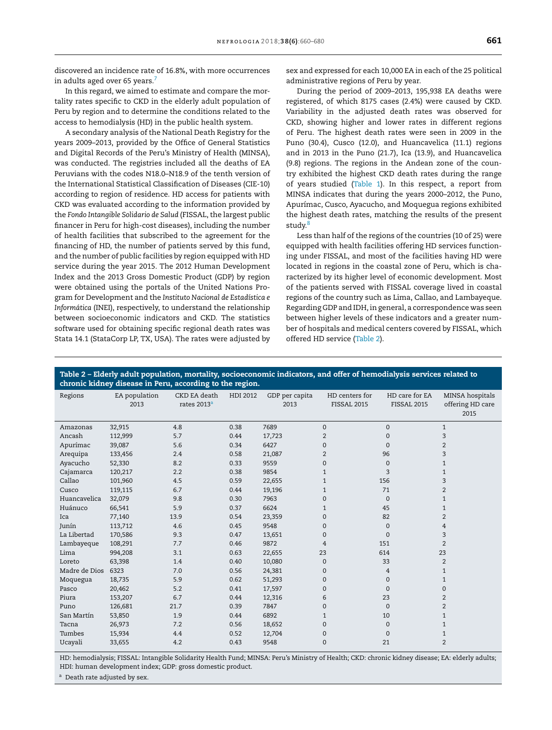discovered an incidence rate of 16.8%, with more occurrences in adults aged over 65 years.[7]

In this regard, we aimed to estimate and compare the mortality rates specific to CKD in the elderly adult population of Peru by region and to determine the conditions related to the access to hemodialysis (HD) in the public health system.

A secondary analysis of the National Death Registry for the years 2009–2013, provided by the Office of General Statistics and Digital Records of the Peru's Ministry of Health (MINSA), was conducted. The registries included all the deaths of EA Peruvians with the codes N18.0–N18.9 of the tenth version of the International Statistical Classification of Diseases (CIE-10) according to region of residence. HD access for patients with CKD was evaluated according to the information provided by the *Fondo Intangible Solidario de Salud* (FISSAL, the largest public financer in Peru for high-cost diseases), including the number of health facilities that subscribed to the agreement for the financing of HD, the number of patients served by this fund, and the number of public facilities by region equipped with HD service during the year 2015. The 2012 Human Development Index and the 2013 Gross Domestic Product (GDP) by region were obtained using the portals of the United Nations Program for Development and the *Instituto Nacional de Estadística e Informática* (INEI), respectively, to understand the relationship between socioeconomic indicators and CKD. The statistics software used for obtaining specific regional death rates was Stata 14.1 (StataCorp LP, TX, USA). The rates were adjusted by sex and expressed for each 10,000 EA in each of the 25 political administrative regions of Peru by year.

During the period of 2009–2013, 195,938 EA deaths were registered, of which 8175 cases (2.4%) were caused by CKD. Variability in the adjusted death rates was observed for CKD, showing higher and lower rates in different regions of Peru. The highest death rates were seen in 2009 in the Puno (30.4), Cusco (12.0), and Huancavelica (11.1) regions and in 2013 in the Puno (21.7), Ica (13.9), and Huancavelica (9.8) regions. The regions in the Andean zone of the country exhibited the highest CKD death rates during the range of years studied (Table 1). In this respect, a report from MINSA indicates that during the years 2000–2012, the Puno, Apurímac, Cusco, Ayacucho, and Moquegua regions exhibited the highest death rates, matching the results of the present study.[8]

Less than half of the regions of the countries (10 of 25) were equipped with health facilities offering HD services functioning under FISSAL, and most of the facilities having HD were located in regions in the coastal zone of Peru, which is characterized by its higher level of economic development. Most of the patients served with FISSAL coverage lived in coastal regions of the country such as Lima, Callao, and Lambayeque. Regarding GDP and IDH, in general, a correspondence was seen between higher levels of these indicators and a greater number of hospitals and medical centers covered by FISSAL, which offered HD service (Table 2).

**Table 2 – Elderly adult population, mortality, socioeconomic indicators, and offer of hemodialysis services related to chronic kidney disease in Peru, according to the region.**

| Regions | EA population 2013 | CKD EA death rates 2013[a] | HDI 2012 | GDP per capita 2013 | HD centers for FISSAL 2015 | HD care for EA FISSAL 2015 | MINSA hospitals offering HD care 2015 |
|---|---|---|---|---|---|---|---|
| Amazonas | 32,915 | 4.8 | 0.38 | 7689 | 0 | 0 | 1 |
| Ancash | 112,999 | 5.7 | 0.44 | 17,723 | 2 | 0 | 3 |
| Apurímac | 39,087 | 5.6 | 0.34 | 6427 | 0 | 0 | 2 |
| Arequipa | 133,456 | 2.4 | 0.58 | 21,087 | 2 | 96 | 3 |
| Ayacucho | 52,330 | 8.2 | 0.33 | 9559 | 0 | 0 | 1 |
| Cajamarca | 120,217 | 2.2 | 0.38 | 9854 | 1 | 3 | 1 |
| Callao | 101,960 | 4.5 | 0.59 | 22,655 | 1 | 156 | 3 |
| Cusco | 119,115 | 6.7 | 0.44 | 19,196 | 1 | 71 | 2 |
| Huancavelica | 32,079 | 9.8 | 0.30 | 7963 | 0 | 0 | 1 |
| Huánuco | 66,541 | 5.9 | 0.37 | 6624 | 1 | 45 | 1 |
| Ica | 77,140 | 13.9 | 0.54 | 23,359 | 0 | 82 | 2 |
| Junín | 113,712 | 4.6 | 0.45 | 9548 | 0 | 0 | 4 |
| La Libertad | 170,586 | 9.3 | 0.47 | 13,651 | 0 | 0 | 3 |
| Lambayeque | 108,291 | 7.7 | 0.46 | 9872 | 4 | 151 | 2 |
| Lima | 994,208 | 3.1 | 0.63 | 22,655 | 23 | 614 | 23 |
| Loreto | 63,398 | 1.4 | 0.40 | 10,080 | 0 | 33 | 2 |
| Madre de Dios | 6323 | 7.0 | 0.56 | 24,381 | 0 | 4 | 1 |
| Moquegua | 18,735 | 5.9 | 0.62 | 51,293 | 0 | 0 | 1 |
| Pasco | 20,462 | 5.2 | 0.41 | 17,597 | 0 | 0 | 0 |
| Piura | 153,207 | 6.7 | 0.44 | 12,316 | 6 | 23 | 2 |
| Puno | 126,681 | 21.7 | 0.39 | 7847 | 0 | 0 | 2 |
| San Martín | 53,850 | 1.9 | 0.44 | 6892 | 1 | 10 | 1 |
| Tacna | 26,973 | 7.2 | 0.56 | 18,652 | 0 | 0 | 1 |
| Tumbes | 15,934 | 4.4 | 0.52 | 12,704 | 0 | 0 | 1 |
| Ucayali | 33,655 | 4.2 | 0.43 | 9548 | 0 | 21 | 2 |

HD: hemodialysis; FISSAL: Intangible Solidarity Health Fund; MINSA: Peru's Ministry of Health; CKD: chronic kidney disease; EA: elderly adults; HDI: human development index; GDP: gross domestic product.

[a] Death rate adjusted by sex.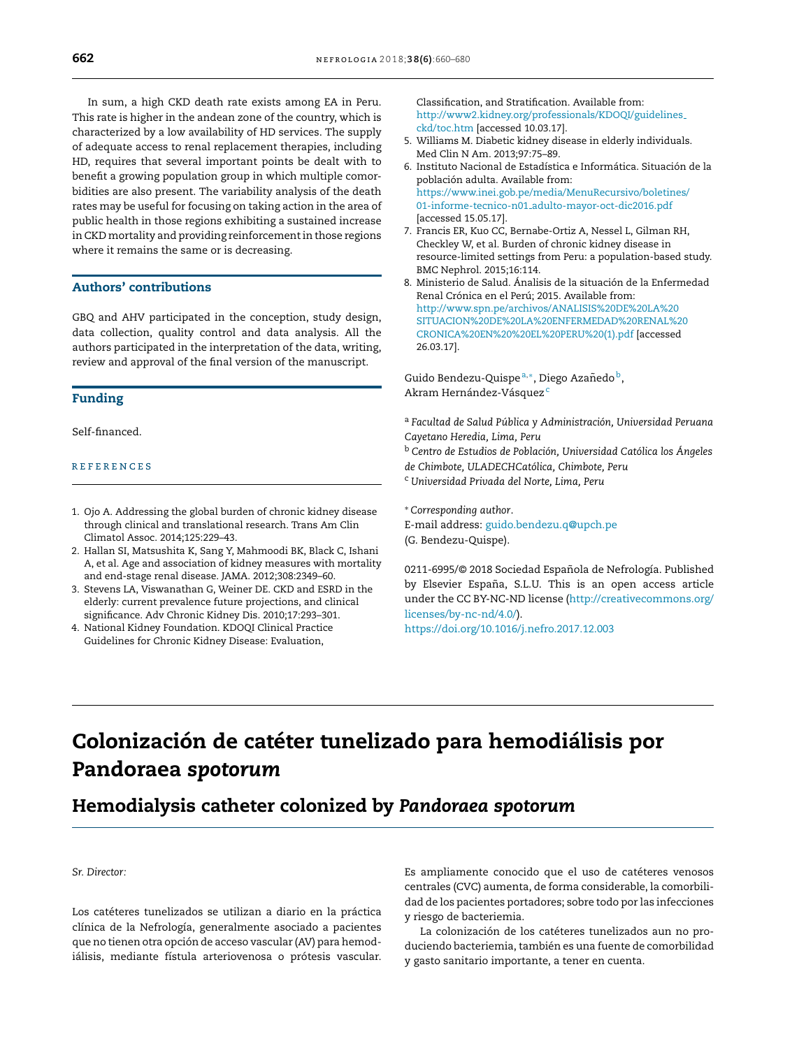In sum, a high CKD death rate exists among EA in Peru. This rate is higher in the andean zone of the country, which is characterized by a low availability of HD services. The supply of adequate access to renal replacement therapies, including HD, requires that several important points be dealt with to benefit a growing population group in which multiple comorbidities are also present. The variability analysis of the death rates may be useful for focusing on taking action in the area of public health in those regions exhibiting a sustained increase in CKD mortality and providing reinforcement in those regions where it remains the same or is decreasing.

## Authors' contributions

GBQ and AHV participated in the conception, study design, data collection, quality control and data analysis. All the authors participated in the interpretation of the data, writing, review and approval of the final version of the manuscript.

## Funding

Self-financed.

## REFERENCES

1. Ojo A. Addressing the global burden of chronic kidney disease through clinical and translational research. Trans Am Clin Climatol Assoc. 2014;125:229–43.
2. Hallan SI, Matsushita K, Sang Y, Mahmoodi BK, Black C, Ishani A, et al. Age and association of kidney measures with mortality and end-stage renal disease. JAMA. 2012;308:2349–60.
3. Stevens LA, Viswanathan G, Weiner DE. CKD and ESRD in the elderly: current prevalence future projections, and clinical significance. Adv Chronic Kidney Dis. 2010;17:293–301.
4. National Kidney Foundation. KDOQI Clinical Practice Guidelines for Chronic Kidney Disease: Evaluation, Classification, and Stratification. Available from: http://www2.kidney.org/professionals/KDOQI/guidelines_ckd/toc.htm [accessed 10.03.17].
5. Williams M. Diabetic kidney disease in elderly individuals. Med Clin N Am. 2013;97:75–89.
6. Instituto Nacional de Estadística e Informática. Situación de la población adulta. Available from: https://www.inei.gob.pe/media/MenuRecursivo/boletines/01-informe-tecnico-n01_adulto-mayor-oct-dic2016.pdf [accessed 15.05.17].
7. Francis ER, Kuo CC, Bernabe-Ortiz A, Nessel L, Gilman RH, Checkley W, et al. Burden of chronic kidney disease in resource-limited settings from Peru: a population-based study. BMC Nephrol. 2015;16:114.
8. Ministerio de Salud. Ánalisis de la situación de la Enfermedad Renal Crónica en el Perú; 2015. Available from: http://www.spn.pe/archivos/ANALISIS%20DE%20LA%20SITUACION%20DE%20LA%20ENFERMEDAD%20RENAL%20CRONICA%20EN%20%20EL%20PERU%20(1).pdf [accessed 26.03.17].

Guido Bendezu-Quispe[a,*], Diego Azañedo[b], Akram Hernández-Vásquez[c]

[a] *Facultad de Salud Pública y Administración, Universidad Peruana Cayetano Heredia, Lima, Peru*
[b] *Centro de Estudios de Población, Universidad Católica los Ángeles de Chimbote, ULADECHCatólica, Chimbote, Peru*
[c] *Universidad Privada del Norte, Lima, Peru*

[*] *Corresponding author.*
E-mail address: guido.bendezu.q@upch.pe
(G. Bendezu-Quispe).

0211-6995/© 2018 Sociedad Española de Nefrología. Published by Elsevier España, S.L.U. This is an open access article under the CC BY-NC-ND license (http://creativecommons.org/licenses/by-nc-nd/4.0/).
https://doi.org/10.1016/j.nefro.2017.12.003

# Colonización de catéter tunelizado para hemodiálisis por Pandoraea *spotorum*

## Hemodialysis catheter colonized by *Pandoraea spotorum*

*Sr. Director:*

Los catéteres tunelizados se utilizan a diario en la práctica clínica de la Nefrología, generalmente asociado a pacientes que no tienen otra opción de acceso vascular (AV) para hemodiálisis, mediante fístula arteriovenosa o prótesis vascular. Es ampliamente conocido que el uso de catéteres venosos centrales (CVC) aumenta, de forma considerable, la comorbilidad de los pacientes portadores; sobre todo por las infecciones y riesgo de bacteriemia.

La colonización de los catéteres tunelizados aun no produciendo bacteriemia, también es una fuente de comorbilidad y gasto sanitario importante, a tener en cuenta.